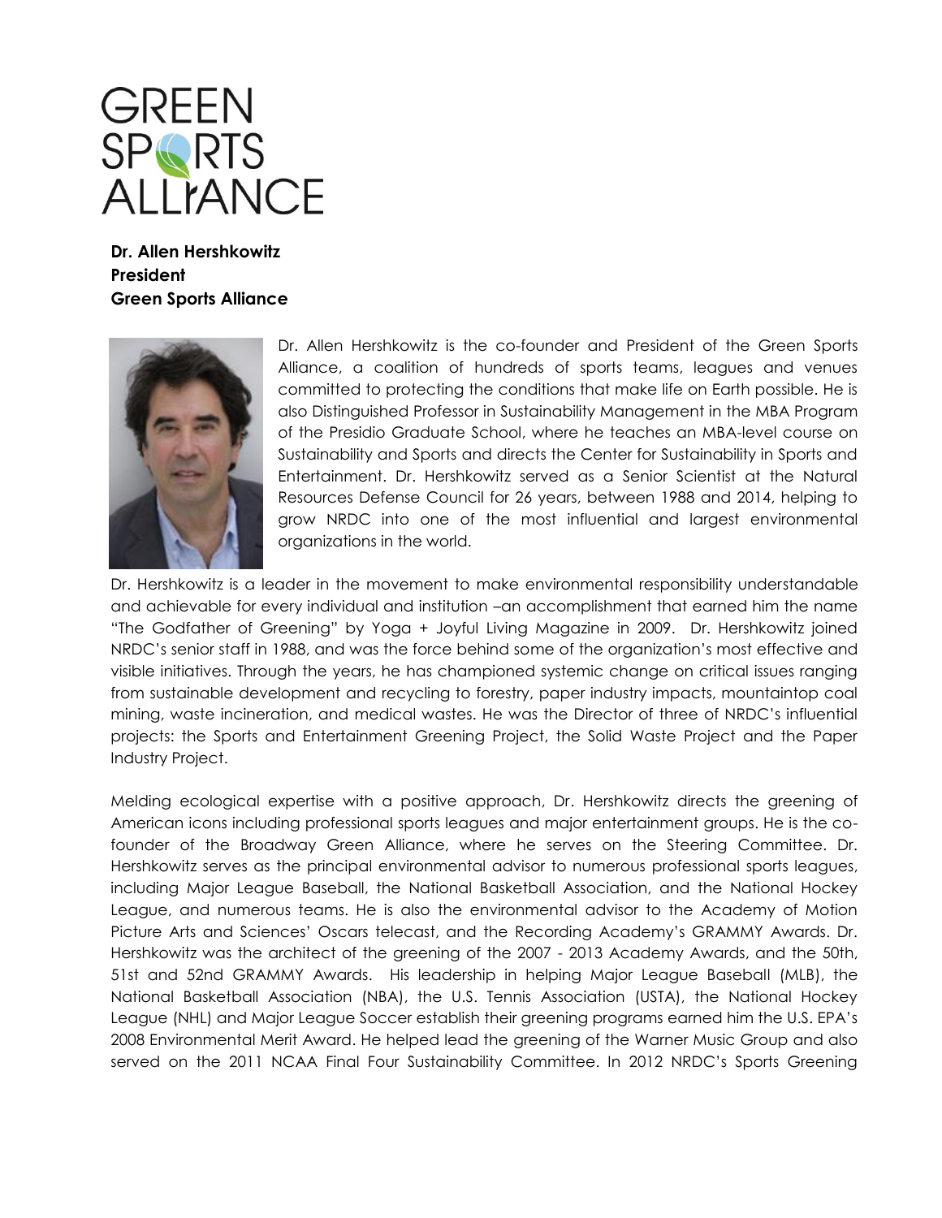GREEN SPORTS ALLIANCE

**Dr. Allen Hershkowitz**
**President**
**Green Sports Alliance**

Dr. Allen Hershkowitz is the co-founder and President of the Green Sports Alliance, a coalition of hundreds of sports teams, leagues and venues committed to protecting the conditions that make life on Earth possible. He is also Distinguished Professor in Sustainability Management in the MBA Program of the Presidio Graduate School, where he teaches an MBA-level course on Sustainability and Sports and directs the Center for Sustainability in Sports and Entertainment. Dr. Hershkowitz served as a Senior Scientist at the Natural Resources Defense Council for 26 years, between 1988 and 2014, helping to grow NRDC into one of the most influential and largest environmental organizations in the world.

Dr. Hershkowitz is a leader in the movement to make environmental responsibility understandable and achievable for every individual and institution –an accomplishment that earned him the name "The Godfather of Greening" by Yoga + Joyful Living Magazine in 2009. Dr. Hershkowitz joined NRDC's senior staff in 1988, and was the force behind some of the organization's most effective and visible initiatives. Through the years, he has championed systemic change on critical issues ranging from sustainable development and recycling to forestry, paper industry impacts, mountaintop coal mining, waste incineration, and medical wastes. He was the Director of three of NRDC's influential projects: the Sports and Entertainment Greening Project, the Solid Waste Project and the Paper Industry Project.

Melding ecological expertise with a positive approach, Dr. Hershkowitz directs the greening of American icons including professional sports leagues and major entertainment groups. He is the co-founder of the Broadway Green Alliance, where he serves on the Steering Committee. Dr. Hershkowitz serves as the principal environmental advisor to numerous professional sports leagues, including Major League Baseball, the National Basketball Association, and the National Hockey League, and numerous teams. He is also the environmental advisor to the Academy of Motion Picture Arts and Sciences' Oscars telecast, and the Recording Academy's GRAMMY Awards. Dr. Hershkowitz was the architect of the greening of the 2007 - 2013 Academy Awards, and the 50th, 51st and 52nd GRAMMY Awards. His leadership in helping Major League Baseball (MLB), the National Basketball Association (NBA), the U.S. Tennis Association (USTA), the National Hockey League (NHL) and Major League Soccer establish their greening programs earned him the U.S. EPA's 2008 Environmental Merit Award. He helped lead the greening of the Warner Music Group and also served on the 2011 NCAA Final Four Sustainability Committee. In 2012 NRDC's Sports Greening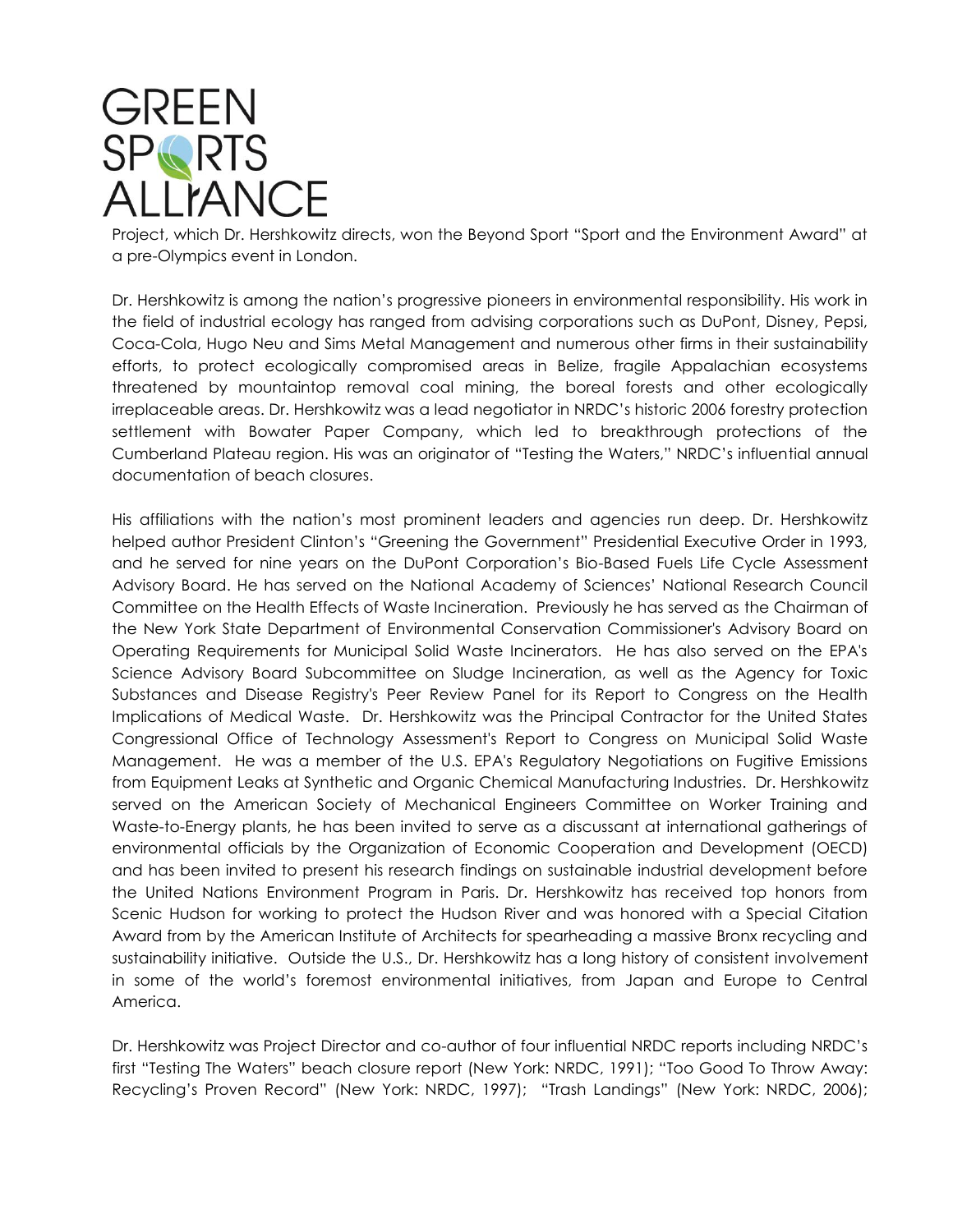Project, which Dr. Hershkowitz directs, won the Beyond Sport "Sport and the Environment Award" at a pre-Olympics event in London.

Dr. Hershkowitz is among the nation's progressive pioneers in environmental responsibility. His work in the field of industrial ecology has ranged from advising corporations such as DuPont, Disney, Pepsi, Coca-Cola, Hugo Neu and Sims Metal Management and numerous other firms in their sustainability efforts, to protect ecologically compromised areas in Belize, fragile Appalachian ecosystems threatened by mountaintop removal coal mining, the boreal forests and other ecologically irreplaceable areas. Dr. Hershkowitz was a lead negotiator in NRDC's historic 2006 forestry protection settlement with Bowater Paper Company, which led to breakthrough protections of the Cumberland Plateau region. His was an originator of "Testing the Waters," NRDC's influential annual documentation of beach closures.

His affiliations with the nation's most prominent leaders and agencies run deep. Dr. Hershkowitz helped author President Clinton's "Greening the Government" Presidential Executive Order in 1993, and he served for nine years on the DuPont Corporation's Bio-Based Fuels Life Cycle Assessment Advisory Board. He has served on the National Academy of Sciences' National Research Council Committee on the Health Effects of Waste Incineration. Previously he has served as the Chairman of the New York State Department of Environmental Conservation Commissioner's Advisory Board on Operating Requirements for Municipal Solid Waste Incinerators. He has also served on the EPA's Science Advisory Board Subcommittee on Sludge Incineration, as well as the Agency for Toxic Substances and Disease Registry's Peer Review Panel for its Report to Congress on the Health Implications of Medical Waste. Dr. Hershkowitz was the Principal Contractor for the United States Congressional Office of Technology Assessment's Report to Congress on Municipal Solid Waste Management. He was a member of the U.S. EPA's Regulatory Negotiations on Fugitive Emissions from Equipment Leaks at Synthetic and Organic Chemical Manufacturing Industries. Dr. Hershkowitz served on the American Society of Mechanical Engineers Committee on Worker Training and Waste-to-Energy plants, he has been invited to serve as a discussant at international gatherings of environmental officials by the Organization of Economic Cooperation and Development (OECD) and has been invited to present his research findings on sustainable industrial development before the United Nations Environment Program in Paris. Dr. Hershkowitz has received top honors from Scenic Hudson for working to protect the Hudson River and was honored with a Special Citation Award from by the American Institute of Architects for spearheading a massive Bronx recycling and sustainability initiative. Outside the U.S., Dr. Hershkowitz has a long history of consistent involvement in some of the world's foremost environmental initiatives, from Japan and Europe to Central America.

Dr. Hershkowitz was Project Director and co-author of four influential NRDC reports including NRDC's first "Testing The Waters" beach closure report (New York: NRDC, 1991); "Too Good To Throw Away: Recycling's Proven Record" (New York: NRDC, 1997); "Trash Landings" (New York: NRDC, 2006);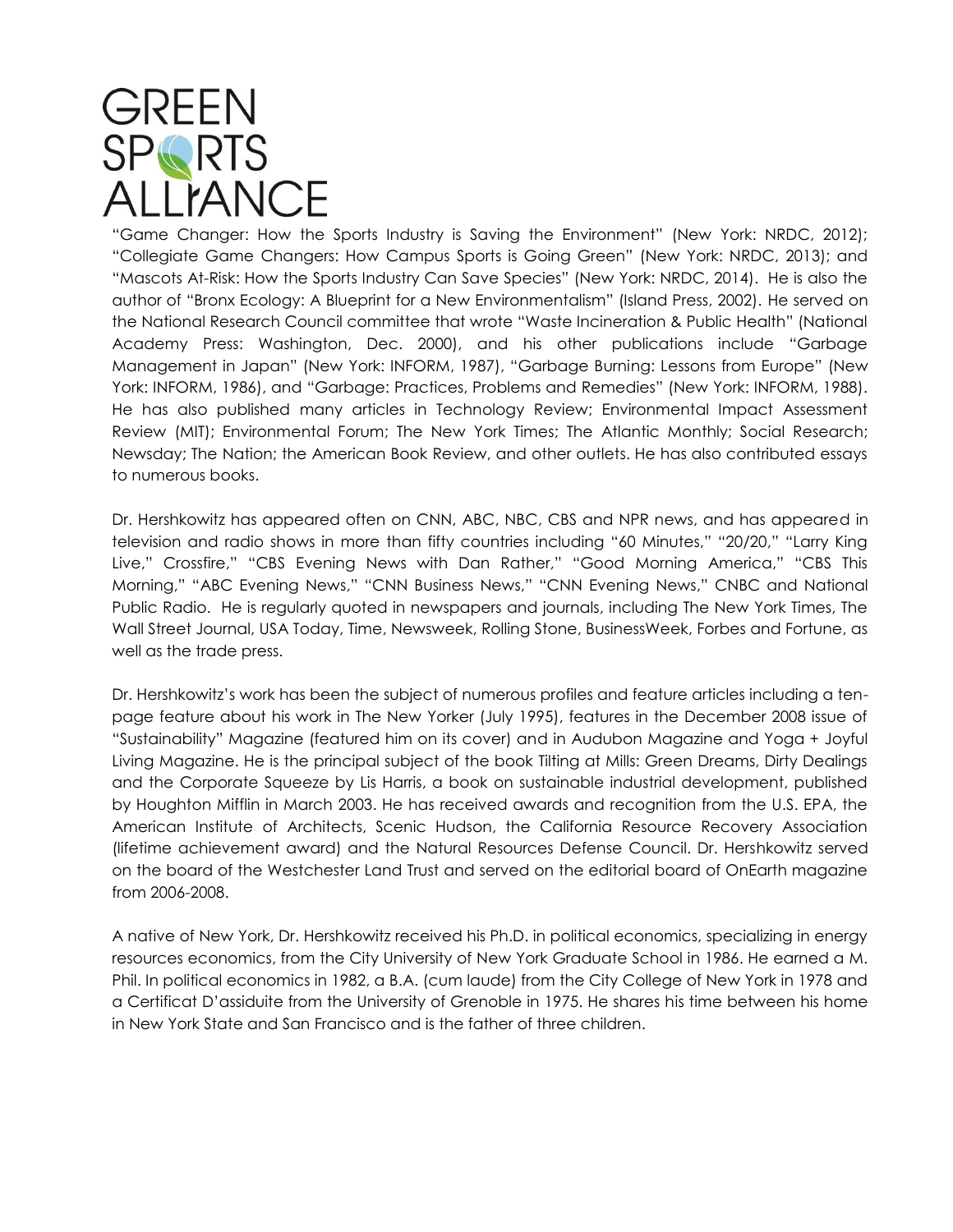"Game Changer: How the Sports Industry is Saving the Environment" (New York: NRDC, 2012); "Collegiate Game Changers: How Campus Sports is Going Green" (New York: NRDC, 2013); and "Mascots At-Risk: How the Sports Industry Can Save Species" (New York: NRDC, 2014). He is also the author of "Bronx Ecology: A Blueprint for a New Environmentalism" (Island Press, 2002). He served on the National Research Council committee that wrote "Waste Incineration & Public Health" (National Academy Press: Washington, Dec. 2000), and his other publications include "Garbage Management in Japan" (New York: INFORM, 1987), "Garbage Burning: Lessons from Europe" (New York: INFORM, 1986), and "Garbage: Practices, Problems and Remedies" (New York: INFORM, 1988). He has also published many articles in Technology Review; Environmental Impact Assessment Review (MIT); Environmental Forum; The New York Times; The Atlantic Monthly; Social Research; Newsday; The Nation; the American Book Review, and other outlets. He has also contributed essays to numerous books.

Dr. Hershkowitz has appeared often on CNN, ABC, NBC, CBS and NPR news, and has appeared in television and radio shows in more than fifty countries including "60 Minutes," "20/20," "Larry King Live," Crossfire," "CBS Evening News with Dan Rather," "Good Morning America," "CBS This Morning," "ABC Evening News," "CNN Business News," "CNN Evening News," CNBC and National Public Radio. He is regularly quoted in newspapers and journals, including The New York Times, The Wall Street Journal, USA Today, Time, Newsweek, Rolling Stone, BusinessWeek, Forbes and Fortune, as well as the trade press.

Dr. Hershkowitz's work has been the subject of numerous profiles and feature articles including a ten-page feature about his work in The New Yorker (July 1995), features in the December 2008 issue of "Sustainability" Magazine (featured him on its cover) and in Audubon Magazine and Yoga + Joyful Living Magazine. He is the principal subject of the book Tilting at Mills: Green Dreams, Dirty Dealings and the Corporate Squeeze by Lis Harris, a book on sustainable industrial development, published by Houghton Mifflin in March 2003. He has received awards and recognition from the U.S. EPA, the American Institute of Architects, Scenic Hudson, the California Resource Recovery Association (lifetime achievement award) and the Natural Resources Defense Council. Dr. Hershkowitz served on the board of the Westchester Land Trust and served on the editorial board of OnEarth magazine from 2006-2008.

A native of New York, Dr. Hershkowitz received his Ph.D. in political economics, specializing in energy resources economics, from the City University of New York Graduate School in 1986. He earned a M. Phil. In political economics in 1982, a B.A. (cum laude) from the City College of New York in 1978 and a Certificat D'assiduite from the University of Grenoble in 1975. He shares his time between his home in New York State and San Francisco and is the father of three children.